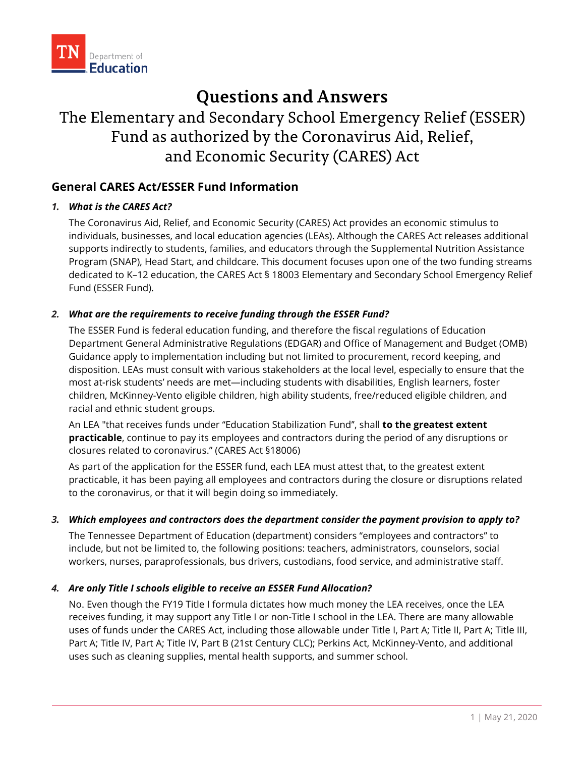# Questions and Answers

## The Elementary and Secondary School Emergency Relief (ESSER) Fund as authorized by the Coronavirus Aid, Relief, and Economic Security (CARES) Act

### General CARES Act/ESSER Fund Information

1. ***What is the CARES Act?***

   The Coronavirus Aid, Relief, and Economic Security (CARES) Act provides an economic stimulus to individuals, businesses, and local education agencies (LEAs). Although the CARES Act releases additional supports indirectly to students, families, and educators through the Supplemental Nutrition Assistance Program (SNAP), Head Start, and childcare. This document focuses upon one of the two funding streams dedicated to K–12 education, the CARES Act § 18003 Elementary and Secondary School Emergency Relief Fund (ESSER Fund).

2. ***What are the requirements to receive funding through the ESSER Fund?***

   The ESSER Fund is federal education funding, and therefore the fiscal regulations of Education Department General Administrative Regulations (EDGAR) and Office of Management and Budget (OMB) Guidance apply to implementation including but not limited to procurement, record keeping, and disposition. LEAs must consult with various stakeholders at the local level, especially to ensure that the most at-risk students' needs are met—including students with disabilities, English learners, foster children, McKinney-Vento eligible children, high ability students, free/reduced eligible children, and racial and ethnic student groups.

   An LEA "that receives funds under "Education Stabilization Fund", shall **to the greatest extent practicable**, continue to pay its employees and contractors during the period of any disruptions or closures related to coronavirus." (CARES Act §18006)

   As part of the application for the ESSER fund, each LEA must attest that, to the greatest extent practicable, it has been paying all employees and contractors during the closure or disruptions related to the coronavirus, or that it will begin doing so immediately.

3. ***Which employees and contractors does the department consider the payment provision to apply to?***

   The Tennessee Department of Education (department) considers "employees and contractors" to include, but not be limited to, the following positions: teachers, administrators, counselors, social workers, nurses, paraprofessionals, bus drivers, custodians, food service, and administrative staff.

4. ***Are only Title I schools eligible to receive an ESSER Fund Allocation?***

   No. Even though the FY19 Title I formula dictates how much money the LEA receives, once the LEA receives funding, it may support any Title I or non-Title I school in the LEA. There are many allowable uses of funds under the CARES Act, including those allowable under Title I, Part A; Title II, Part A; Title III, Part A; Title IV, Part A; Title IV, Part B (21st Century CLC); Perkins Act, McKinney-Vento, and additional uses such as cleaning supplies, mental health supports, and summer school.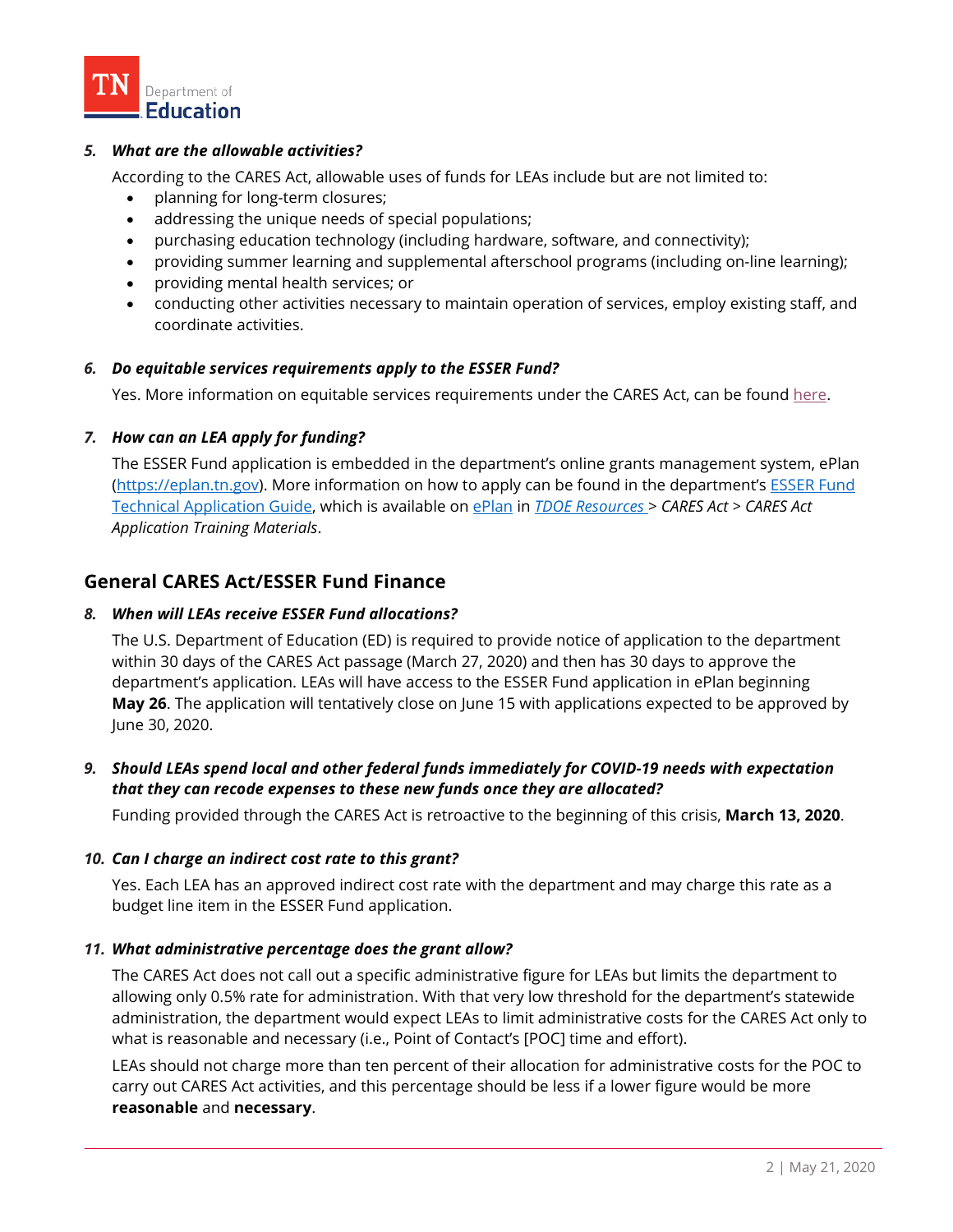5. ***What are the allowable activities?***

   According to the CARES Act, allowable uses of funds for LEAs include but are not limited to:
   - planning for long-term closures;
   - addressing the unique needs of special populations;
   - purchasing education technology (including hardware, software, and connectivity);
   - providing summer learning and supplemental afterschool programs (including on-line learning);
   - providing mental health services; or
   - conducting other activities necessary to maintain operation of services, employ existing staff, and coordinate activities.

6. ***Do equitable services requirements apply to the ESSER Fund?***

   Yes. More information on equitable services requirements under the CARES Act, can be found here.

7. ***How can an LEA apply for funding?***

   The ESSER Fund application is embedded in the department's online grants management system, ePlan (https://eplan.tn.gov). More information on how to apply can be found in the department's ESSER Fund Technical Application Guide, which is available on ePlan in *TDOE Resources* > *CARES Act* > *CARES Act Application Training Materials*.

## General CARES Act/ESSER Fund Finance

8. ***When will LEAs receive ESSER Fund allocations?***

   The U.S. Department of Education (ED) is required to provide notice of application to the department within 30 days of the CARES Act passage (March 27, 2020) and then has 30 days to approve the department's application. LEAs will have access to the ESSER Fund application in ePlan beginning **May 26**. The application will tentatively close on June 15 with applications expected to be approved by June 30, 2020.

9. ***Should LEAs spend local and other federal funds immediately for COVID-19 needs with expectation that they can recode expenses to these new funds once they are allocated?***

   Funding provided through the CARES Act is retroactive to the beginning of this crisis, **March 13, 2020**.

10. ***Can I charge an indirect cost rate to this grant?***

    Yes. Each LEA has an approved indirect cost rate with the department and may charge this rate as a budget line item in the ESSER Fund application.

11. ***What administrative percentage does the grant allow?***

    The CARES Act does not call out a specific administrative figure for LEAs but limits the department to allowing only 0.5% rate for administration. With that very low threshold for the department's statewide administration, the department would expect LEAs to limit administrative costs for the CARES Act only to what is reasonable and necessary (i.e., Point of Contact's [POC] time and effort).

    LEAs should not charge more than ten percent of their allocation for administrative costs for the POC to carry out CARES Act activities, and this percentage should be less if a lower figure would be more **reasonable** and **necessary**.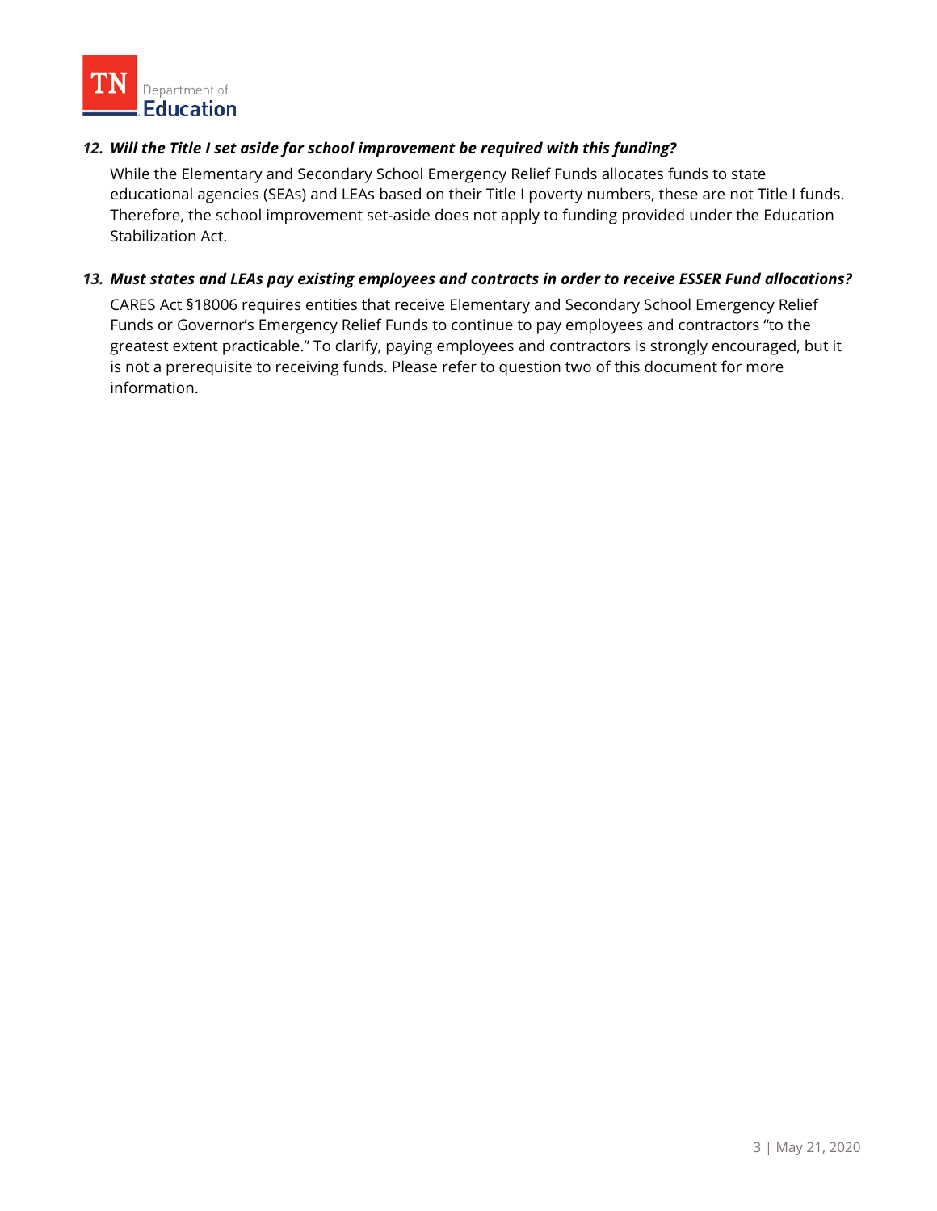***12. Will the Title I set aside for school improvement be required with this funding?***

While the Elementary and Secondary School Emergency Relief Funds allocates funds to state educational agencies (SEAs) and LEAs based on their Title I poverty numbers, these are not Title I funds. Therefore, the school improvement set-aside does not apply to funding provided under the Education Stabilization Act.

***13. Must states and LEAs pay existing employees and contracts in order to receive ESSER Fund allocations?***

CARES Act §18006 requires entities that receive Elementary and Secondary School Emergency Relief Funds or Governor's Emergency Relief Funds to continue to pay employees and contractors "to the greatest extent practicable." To clarify, paying employees and contractors is strongly encouraged, but it is not a prerequisite to receiving funds. Please refer to question two of this document for more information.